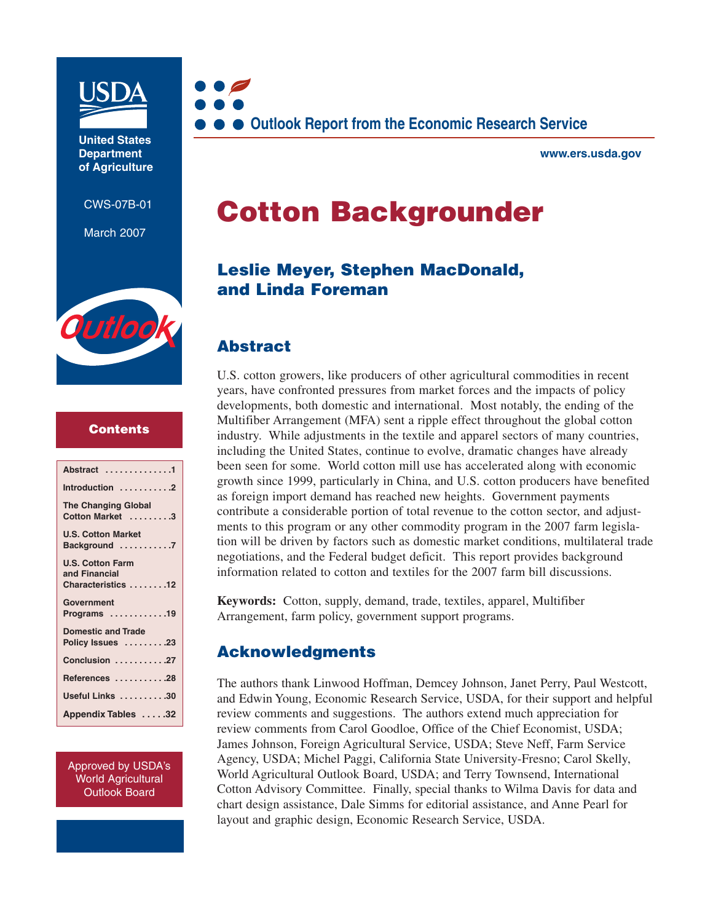USDA

United States Department of Agriculture

CWS-07B-01

March 2007

Outlook

Outlook Report from the Economic Research Service

www.ers.usda.gov

# Cotton Backgrounder

## Leslie Meyer, Stephen MacDonald, and Linda Foreman

### Contents

| | |
|---|---|
| Abstract | 1 |
| Introduction | 2 |
| The Changing Global Cotton Market | 3 |
| U.S. Cotton Market Background | 7 |
| U.S. Cotton Farm and Financial Characteristics | 12 |
| Government Programs | 19 |
| Domestic and Trade Policy Issues | 23 |
| Conclusion | 27 |
| References | 28 |
| Useful Links | 30 |
| Appendix Tables | 32 |

Approved by USDA's World Agricultural Outlook Board

## Abstract

U.S. cotton growers, like producers of other agricultural commodities in recent years, have confronted pressures from market forces and the impacts of policy developments, both domestic and international. Most notably, the ending of the Multifiber Arrangement (MFA) sent a ripple effect throughout the global cotton industry. While adjustments in the textile and apparel sectors of many countries, including the United States, continue to evolve, dramatic changes have already been seen for some. World cotton mill use has accelerated along with economic growth since 1999, particularly in China, and U.S. cotton producers have benefited as foreign import demand has reached new heights. Government payments contribute a considerable portion of total revenue to the cotton sector, and adjustments to this program or any other commodity program in the 2007 farm legislation will be driven by factors such as domestic market conditions, multilateral trade negotiations, and the Federal budget deficit. This report provides background information related to cotton and textiles for the 2007 farm bill discussions.

**Keywords:** Cotton, supply, demand, trade, textiles, apparel, Multifiber Arrangement, farm policy, government support programs.

## Acknowledgments

The authors thank Linwood Hoffman, Demcey Johnson, Janet Perry, Paul Westcott, and Edwin Young, Economic Research Service, USDA, for their support and helpful review comments and suggestions. The authors extend much appreciation for review comments from Carol Goodloe, Office of the Chief Economist, USDA; James Johnson, Foreign Agricultural Service, USDA; Steve Neff, Farm Service Agency, USDA; Michel Paggi, California State University-Fresno; Carol Skelly, World Agricultural Outlook Board, USDA; and Terry Townsend, International Cotton Advisory Committee. Finally, special thanks to Wilma Davis for data and chart design assistance, Dale Simms for editorial assistance, and Anne Pearl for layout and graphic design, Economic Research Service, USDA.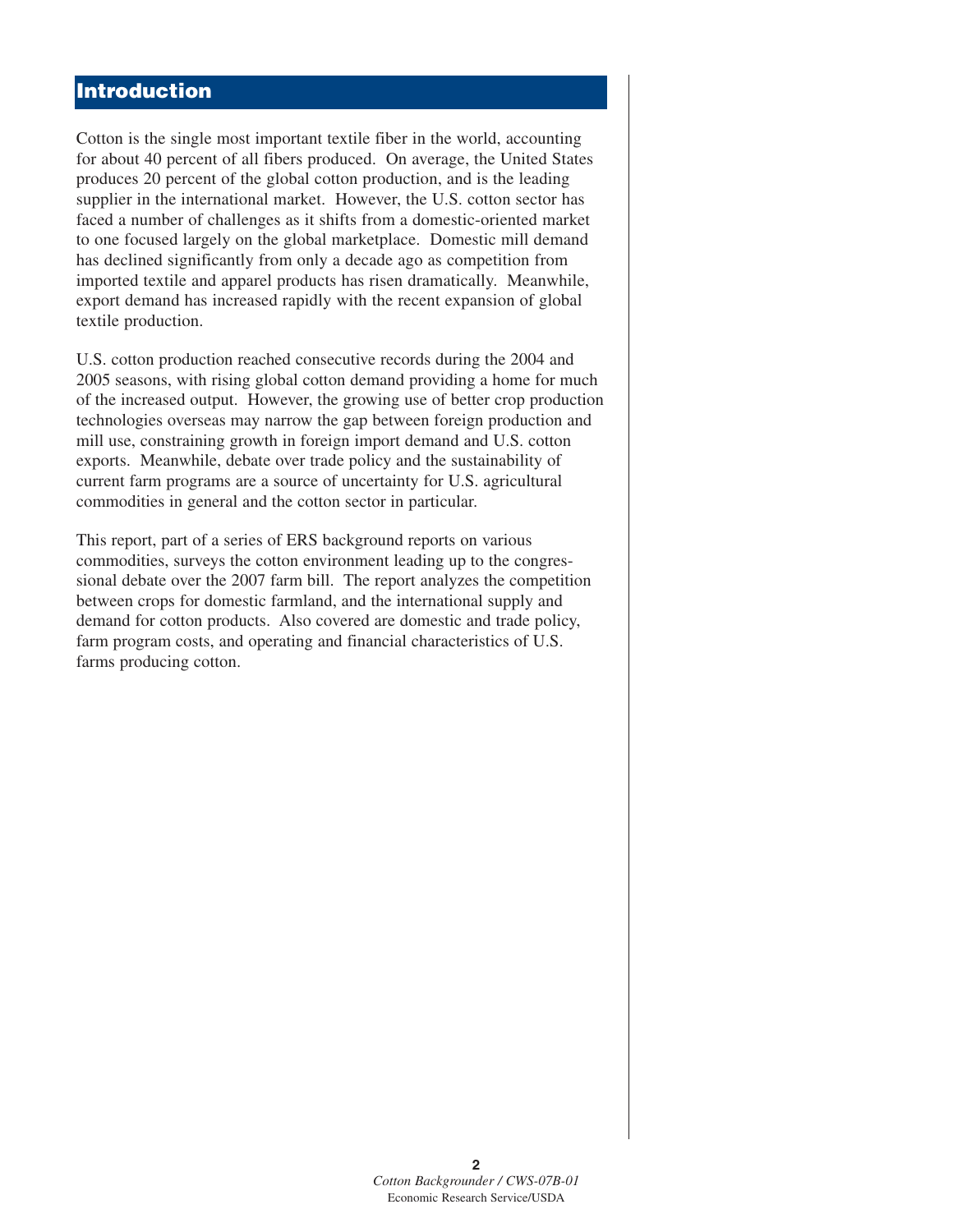# Introduction

Cotton is the single most important textile fiber in the world, accounting for about 40 percent of all fibers produced. On average, the United States produces 20 percent of the global cotton production, and is the leading supplier in the international market. However, the U.S. cotton sector has faced a number of challenges as it shifts from a domestic-oriented market to one focused largely on the global marketplace. Domestic mill demand has declined significantly from only a decade ago as competition from imported textile and apparel products has risen dramatically. Meanwhile, export demand has increased rapidly with the recent expansion of global textile production.

U.S. cotton production reached consecutive records during the 2004 and 2005 seasons, with rising global cotton demand providing a home for much of the increased output. However, the growing use of better crop production technologies overseas may narrow the gap between foreign production and mill use, constraining growth in foreign import demand and U.S. cotton exports. Meanwhile, debate over trade policy and the sustainability of current farm programs are a source of uncertainty for U.S. agricultural commodities in general and the cotton sector in particular.

This report, part of a series of ERS background reports on various commodities, surveys the cotton environment leading up to the congressional debate over the 2007 farm bill. The report analyzes the competition between crops for domestic farmland, and the international supply and demand for cotton products. Also covered are domestic and trade policy, farm program costs, and operating and financial characteristics of U.S. farms producing cotton.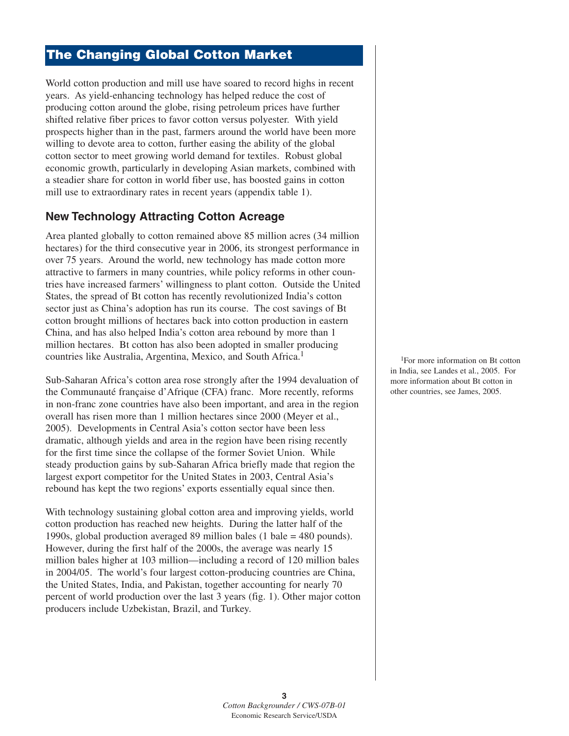# The Changing Global Cotton Market

World cotton production and mill use have soared to record highs in recent years. As yield-enhancing technology has helped reduce the cost of producing cotton around the globe, rising petroleum prices have further shifted relative fiber prices to favor cotton versus polyester. With yield prospects higher than in the past, farmers around the world have been more willing to devote area to cotton, further easing the ability of the global cotton sector to meet growing world demand for textiles. Robust global economic growth, particularly in developing Asian markets, combined with a steadier share for cotton in world fiber use, has boosted gains in cotton mill use to extraordinary rates in recent years (appendix table 1).

## New Technology Attracting Cotton Acreage

Area planted globally to cotton remained above 85 million acres (34 million hectares) for the third consecutive year in 2006, its strongest performance in over 75 years. Around the world, new technology has made cotton more attractive to farmers in many countries, while policy reforms in other countries have increased farmers' willingness to plant cotton. Outside the United States, the spread of Bt cotton has recently revolutionized India's cotton sector just as China's adoption has run its course. The cost savings of Bt cotton brought millions of hectares back into cotton production in eastern China, and has also helped India's cotton area rebound by more than 1 million hectares. Bt cotton has also been adopted in smaller producing countries like Australia, Argentina, Mexico, and South Africa.[1]

[1]For more information on Bt cotton in India, see Landes et al., 2005. For more information about Bt cotton in other countries, see James, 2005.

Sub-Saharan Africa's cotton area rose strongly after the 1994 devaluation of the Communauté française d'Afrique (CFA) franc. More recently, reforms in non-franc zone countries have also been important, and area in the region overall has risen more than 1 million hectares since 2000 (Meyer et al., 2005). Developments in Central Asia's cotton sector have been less dramatic, although yields and area in the region have been rising recently for the first time since the collapse of the former Soviet Union. While steady production gains by sub-Saharan Africa briefly made that region the largest export competitor for the United States in 2003, Central Asia's rebound has kept the two regions' exports essentially equal since then.

With technology sustaining global cotton area and improving yields, world cotton production has reached new heights. During the latter half of the 1990s, global production averaged 89 million bales (1 bale = 480 pounds). However, during the first half of the 2000s, the average was nearly 15 million bales higher at 103 million—including a record of 120 million bales in 2004/05. The world's four largest cotton-producing countries are China, the United States, India, and Pakistan, together accounting for nearly 70 percent of world production over the last 3 years (fig. 1). Other major cotton producers include Uzbekistan, Brazil, and Turkey.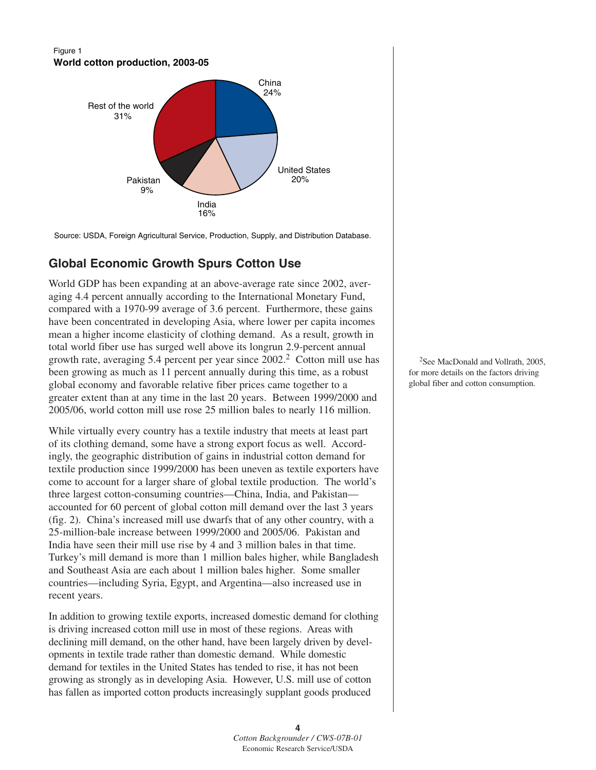Figure 1
**World cotton production, 2003-05**

Source: USDA, Foreign Agricultural Service, Production, Supply, and Distribution Database.

## Global Economic Growth Spurs Cotton Use

World GDP has been expanding at an above-average rate since 2002, averaging 4.4 percent annually according to the International Monetary Fund, compared with a 1970-99 average of 3.6 percent. Furthermore, these gains have been concentrated in developing Asia, where lower per capita incomes mean a higher income elasticity of clothing demand. As a result, growth in total world fiber use has surged well above its longrun 2.9-percent annual growth rate, averaging 5.4 percent per year since 2002.[2] Cotton mill use has been growing as much as 11 percent annually during this time, as a robust global economy and favorable relative fiber prices came together to a greater extent than at any time in the last 20 years. Between 1999/2000 and 2005/06, world cotton mill use rose 25 million bales to nearly 116 million.

[2] See MacDonald and Vollrath, 2005, for more details on the factors driving global fiber and cotton consumption.

While virtually every country has a textile industry that meets at least part of its clothing demand, some have a strong export focus as well. Accordingly, the geographic distribution of gains in industrial cotton demand for textile production since 1999/2000 has been uneven as textile exporters have come to account for a larger share of global textile production. The world's three largest cotton-consuming countries—China, India, and Pakistan—accounted for 60 percent of global cotton mill demand over the last 3 years (fig. 2). China's increased mill use dwarfs that of any other country, with a 25-million-bale increase between 1999/2000 and 2005/06. Pakistan and India have seen their mill use rise by 4 and 3 million bales in that time. Turkey's mill demand is more than 1 million bales higher, while Bangladesh and Southeast Asia are each about 1 million bales higher. Some smaller countries—including Syria, Egypt, and Argentina—also increased use in recent years.

In addition to growing textile exports, increased domestic demand for clothing is driving increased cotton mill use in most of these regions. Areas with declining mill demand, on the other hand, have been largely driven by developments in textile trade rather than domestic demand. While domestic demand for textiles in the United States has tended to rise, it has not been growing as strongly as in developing Asia. However, U.S. mill use of cotton has fallen as imported cotton products increasingly supplant goods produced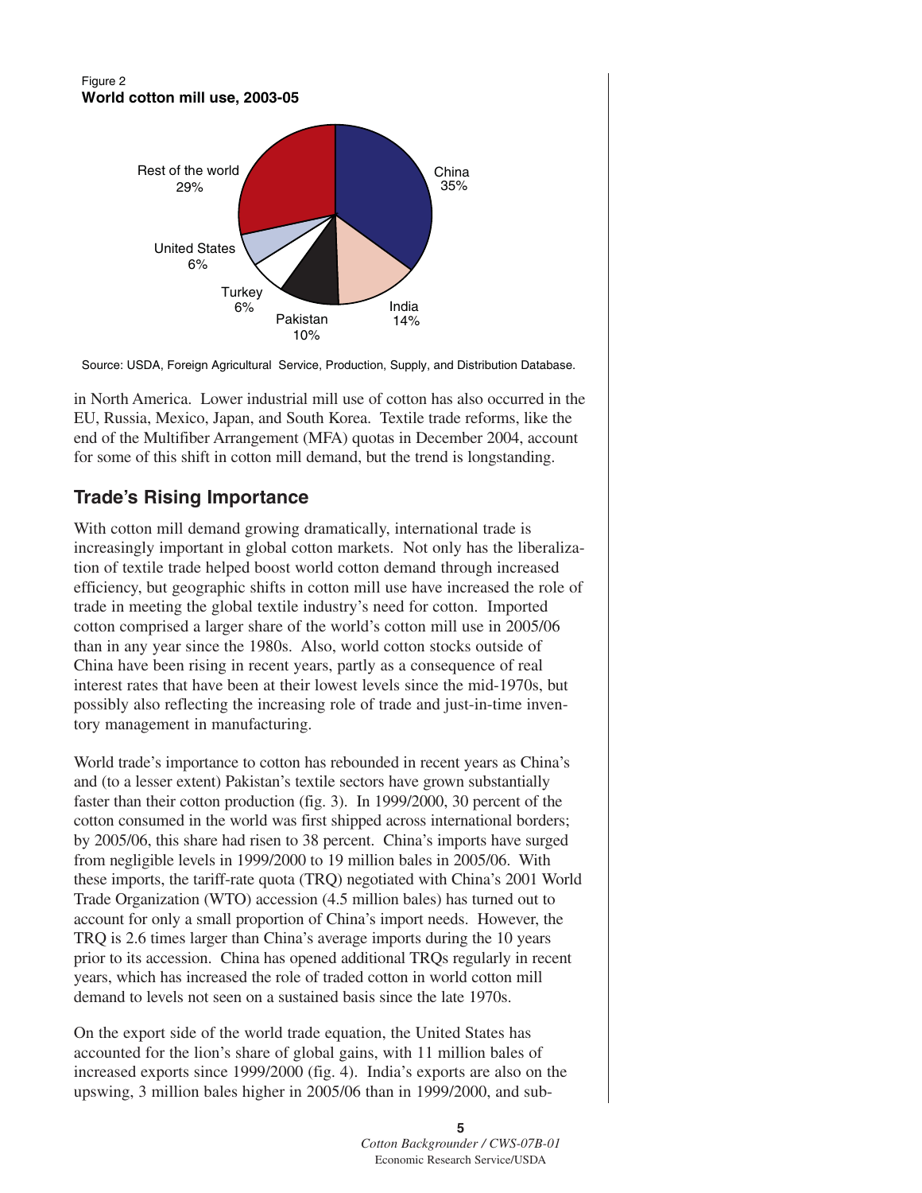Figure 2
**World cotton mill use, 2003-05**

Source: USDA, Foreign Agricultural Service, Production, Supply, and Distribution Database.

in North America. Lower industrial mill use of cotton has also occurred in the EU, Russia, Mexico, Japan, and South Korea. Textile trade reforms, like the end of the Multifiber Arrangement (MFA) quotas in December 2004, account for some of this shift in cotton mill demand, but the trend is longstanding.

## Trade's Rising Importance

With cotton mill demand growing dramatically, international trade is increasingly important in global cotton markets. Not only has the liberalization of textile trade helped boost world cotton demand through increased efficiency, but geographic shifts in cotton mill use have increased the role of trade in meeting the global textile industry's need for cotton. Imported cotton comprised a larger share of the world's cotton mill use in 2005/06 than in any year since the 1980s. Also, world cotton stocks outside of China have been rising in recent years, partly as a consequence of real interest rates that have been at their lowest levels since the mid-1970s, but possibly also reflecting the increasing role of trade and just-in-time inventory management in manufacturing.

World trade's importance to cotton has rebounded in recent years as China's and (to a lesser extent) Pakistan's textile sectors have grown substantially faster than their cotton production (fig. 3). In 1999/2000, 30 percent of the cotton consumed in the world was first shipped across international borders; by 2005/06, this share had risen to 38 percent. China's imports have surged from negligible levels in 1999/2000 to 19 million bales in 2005/06. With these imports, the tariff-rate quota (TRQ) negotiated with China's 2001 World Trade Organization (WTO) accession (4.5 million bales) has turned out to account for only a small proportion of China's import needs. However, the TRQ is 2.6 times larger than China's average imports during the 10 years prior to its accession. China has opened additional TRQs regularly in recent years, which has increased the role of traded cotton in world cotton mill demand to levels not seen on a sustained basis since the late 1970s.

On the export side of the world trade equation, the United States has accounted for the lion's share of global gains, with 11 million bales of increased exports since 1999/2000 (fig. 4). India's exports are also on the upswing, 3 million bales higher in 2005/06 than in 1999/2000, and sub-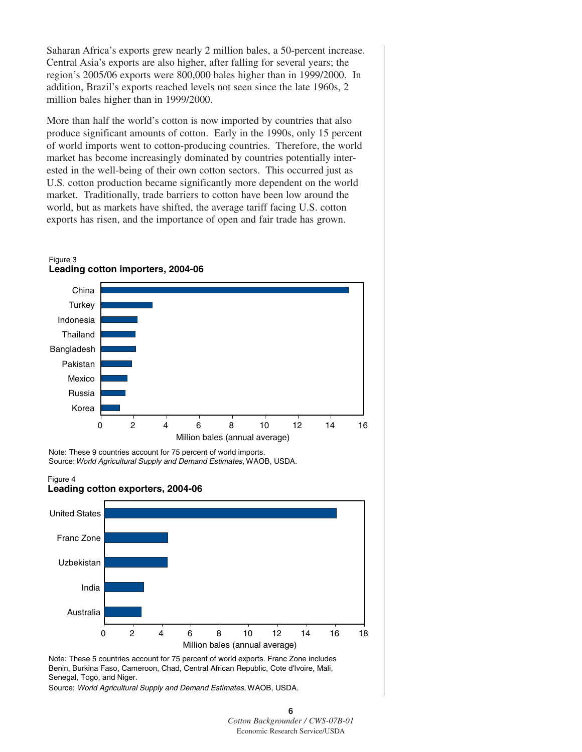Saharan Africa's exports grew nearly 2 million bales, a 50-percent increase. Central Asia's exports are also higher, after falling for several years; the region's 2005/06 exports were 800,000 bales higher than in 1999/2000. In addition, Brazil's exports reached levels not seen since the late 1960s, 2 million bales higher than in 1999/2000.

More than half the world's cotton is now imported by countries that also produce significant amounts of cotton. Early in the 1990s, only 15 percent of world imports went to cotton-producing countries. Therefore, the world market has become increasingly dominated by countries potentially interested in the well-being of their own cotton sectors. This occurred just as U.S. cotton production became significantly more dependent on the world market. Traditionally, trade barriers to cotton have been low around the world, but as markets have shifted, the average tariff facing U.S. cotton exports has risen, and the importance of open and fair trade has grown.

Figure 3
**Leading cotton importers, 2004-06**

Note: These 9 countries account for 75 percent of world imports.
Source: *World Agricultural Supply and Demand Estimates*, WAOB, USDA.

Figure 4
**Leading cotton exporters, 2004-06**

Note: These 5 countries account for 75 percent of world exports. Franc Zone includes Benin, Burkina Faso, Cameroon, Chad, Central African Republic, Cote d'Ivoire, Mali, Senegal, Togo, and Niger.
Source: *World Agricultural Supply and Demand Estimates*, WAOB, USDA.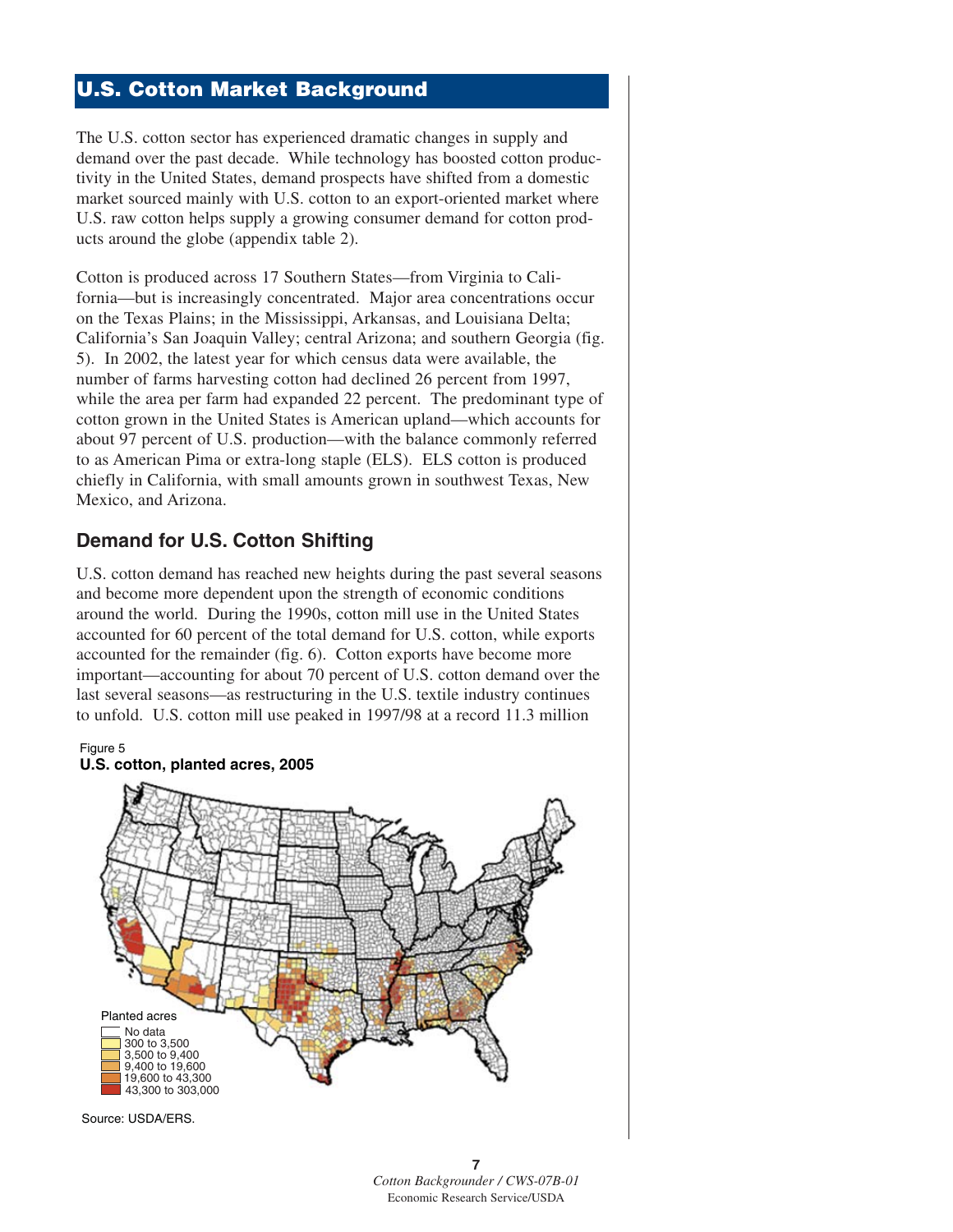## U.S. Cotton Market Background

The U.S. cotton sector has experienced dramatic changes in supply and demand over the past decade. While technology has boosted cotton productivity in the United States, demand prospects have shifted from a domestic market sourced mainly with U.S. cotton to an export-oriented market where U.S. raw cotton helps supply a growing consumer demand for cotton products around the globe (appendix table 2).

Cotton is produced across 17 Southern States—from Virginia to California—but is increasingly concentrated. Major area concentrations occur on the Texas Plains; in the Mississippi, Arkansas, and Louisiana Delta; California's San Joaquin Valley; central Arizona; and southern Georgia (fig. 5). In 2002, the latest year for which census data were available, the number of farms harvesting cotton had declined 26 percent from 1997, while the area per farm had expanded 22 percent. The predominant type of cotton grown in the United States is American upland—which accounts for about 97 percent of U.S. production—with the balance commonly referred to as American Pima or extra-long staple (ELS). ELS cotton is produced chiefly in California, with small amounts grown in southwest Texas, New Mexico, and Arizona.

### Demand for U.S. Cotton Shifting

U.S. cotton demand has reached new heights during the past several seasons and become more dependent upon the strength of economic conditions around the world. During the 1990s, cotton mill use in the United States accounted for 60 percent of the total demand for U.S. cotton, while exports accounted for the remainder (fig. 6). Cotton exports have become more important—accounting for about 70 percent of U.S. cotton demand over the last several seasons—as restructuring in the U.S. textile industry continues to unfold. U.S. cotton mill use peaked in 1997/98 at a record 11.3 million

Figure 5
**U.S. cotton, planted acres, 2005**

Planted acres
- No data
- 300 to 3,500
- 3,500 to 9,400
- 9,400 to 19,600
- 19,600 to 43,300
- 43,300 to 303,000

Source: USDA/ERS.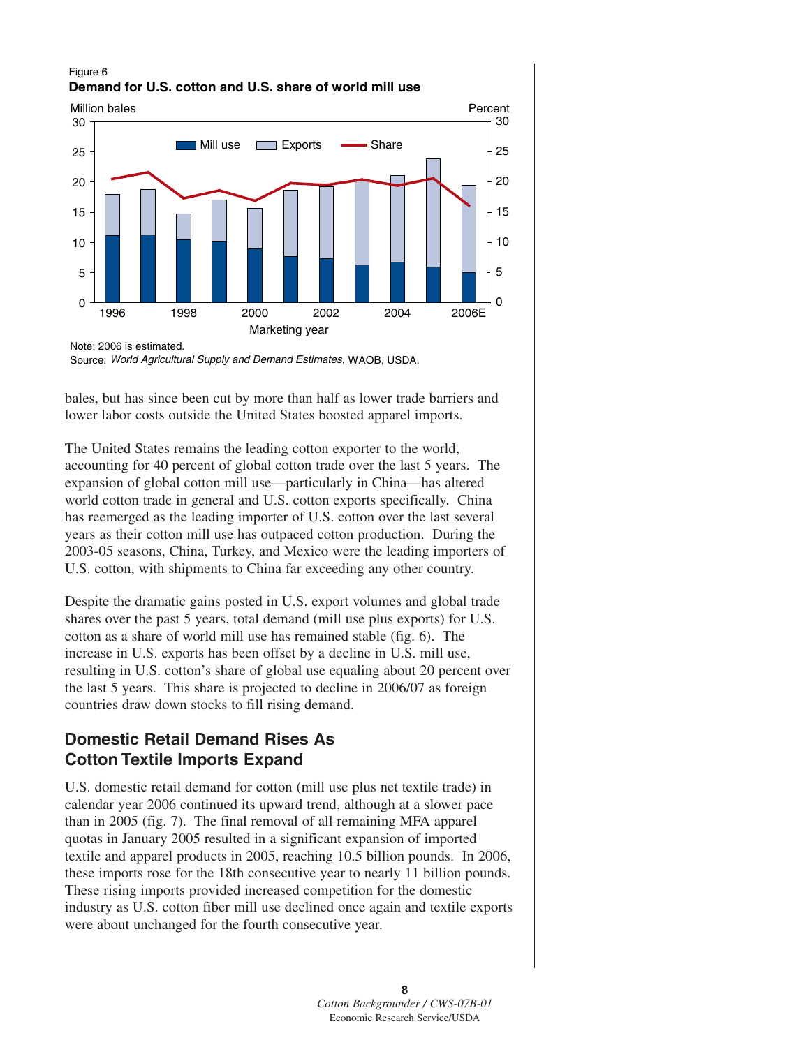Figure 6
**Demand for U.S. cotton and U.S. share of world mill use**

Note: 2006 is estimated.
Source: *World Agricultural Supply and Demand Estimates*, WAOB, USDA.

bales, but has since been cut by more than half as lower trade barriers and lower labor costs outside the United States boosted apparel imports.

The United States remains the leading cotton exporter to the world, accounting for 40 percent of global cotton trade over the last 5 years. The expansion of global cotton mill use—particularly in China—has altered world cotton trade in general and U.S. cotton exports specifically. China has reemerged as the leading importer of U.S. cotton over the last several years as their cotton mill use has outpaced cotton production. During the 2003-05 seasons, China, Turkey, and Mexico were the leading importers of U.S. cotton, with shipments to China far exceeding any other country.

Despite the dramatic gains posted in U.S. export volumes and global trade shares over the past 5 years, total demand (mill use plus exports) for U.S. cotton as a share of world mill use has remained stable (fig. 6). The increase in U.S. exports has been offset by a decline in U.S. mill use, resulting in U.S. cotton's share of global use equaling about 20 percent over the last 5 years. This share is projected to decline in 2006/07 as foreign countries draw down stocks to fill rising demand.

## Domestic Retail Demand Rises As Cotton Textile Imports Expand

U.S. domestic retail demand for cotton (mill use plus net textile trade) in calendar year 2006 continued its upward trend, although at a slower pace than in 2005 (fig. 7). The final removal of all remaining MFA apparel quotas in January 2005 resulted in a significant expansion of imported textile and apparel products in 2005, reaching 10.5 billion pounds. In 2006, these imports rose for the 18th consecutive year to nearly 11 billion pounds. These rising imports provided increased competition for the domestic industry as U.S. cotton fiber mill use declined once again and textile exports were about unchanged for the fourth consecutive year.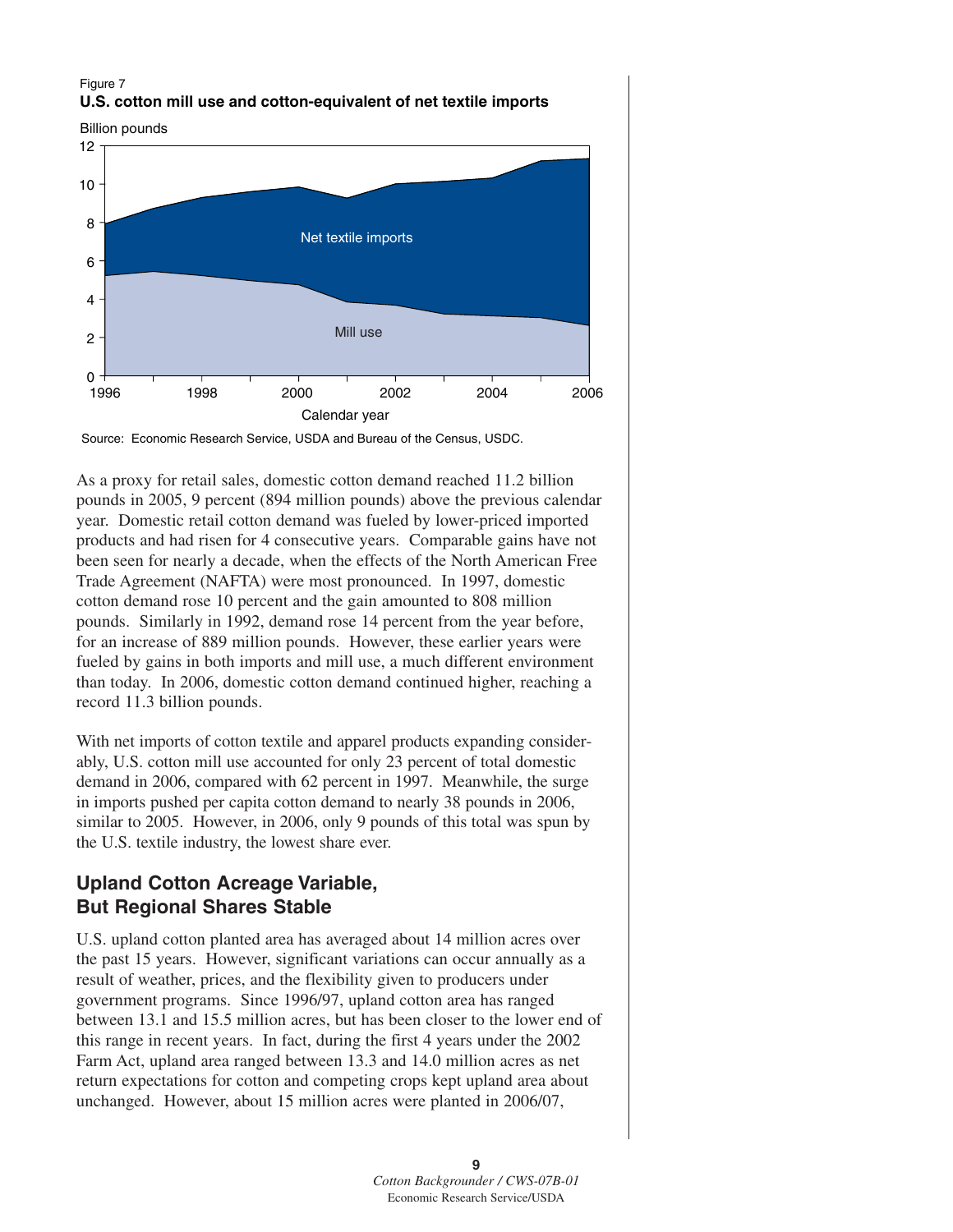Figure 7

**U.S. cotton mill use and cotton-equivalent of net textile imports**

Source: Economic Research Service, USDA and Bureau of the Census, USDC.

As a proxy for retail sales, domestic cotton demand reached 11.2 billion pounds in 2005, 9 percent (894 million pounds) above the previous calendar year. Domestic retail cotton demand was fueled by lower-priced imported products and had risen for 4 consecutive years. Comparable gains have not been seen for nearly a decade, when the effects of the North American Free Trade Agreement (NAFTA) were most pronounced. In 1997, domestic cotton demand rose 10 percent and the gain amounted to 808 million pounds. Similarly in 1992, demand rose 14 percent from the year before, for an increase of 889 million pounds. However, these earlier years were fueled by gains in both imports and mill use, a much different environment than today. In 2006, domestic cotton demand continued higher, reaching a record 11.3 billion pounds.

With net imports of cotton textile and apparel products expanding considerably, U.S. cotton mill use accounted for only 23 percent of total domestic demand in 2006, compared with 62 percent in 1997. Meanwhile, the surge in imports pushed per capita cotton demand to nearly 38 pounds in 2006, similar to 2005. However, in 2006, only 9 pounds of this total was spun by the U.S. textile industry, the lowest share ever.

## Upland Cotton Acreage Variable, But Regional Shares Stable

U.S. upland cotton planted area has averaged about 14 million acres over the past 15 years. However, significant variations can occur annually as a result of weather, prices, and the flexibility given to producers under government programs. Since 1996/97, upland cotton area has ranged between 13.1 and 15.5 million acres, but has been closer to the lower end of this range in recent years. In fact, during the first 4 years under the 2002 Farm Act, upland area ranged between 13.3 and 14.0 million acres as net return expectations for cotton and competing crops kept upland area about unchanged. However, about 15 million acres were planted in 2006/07,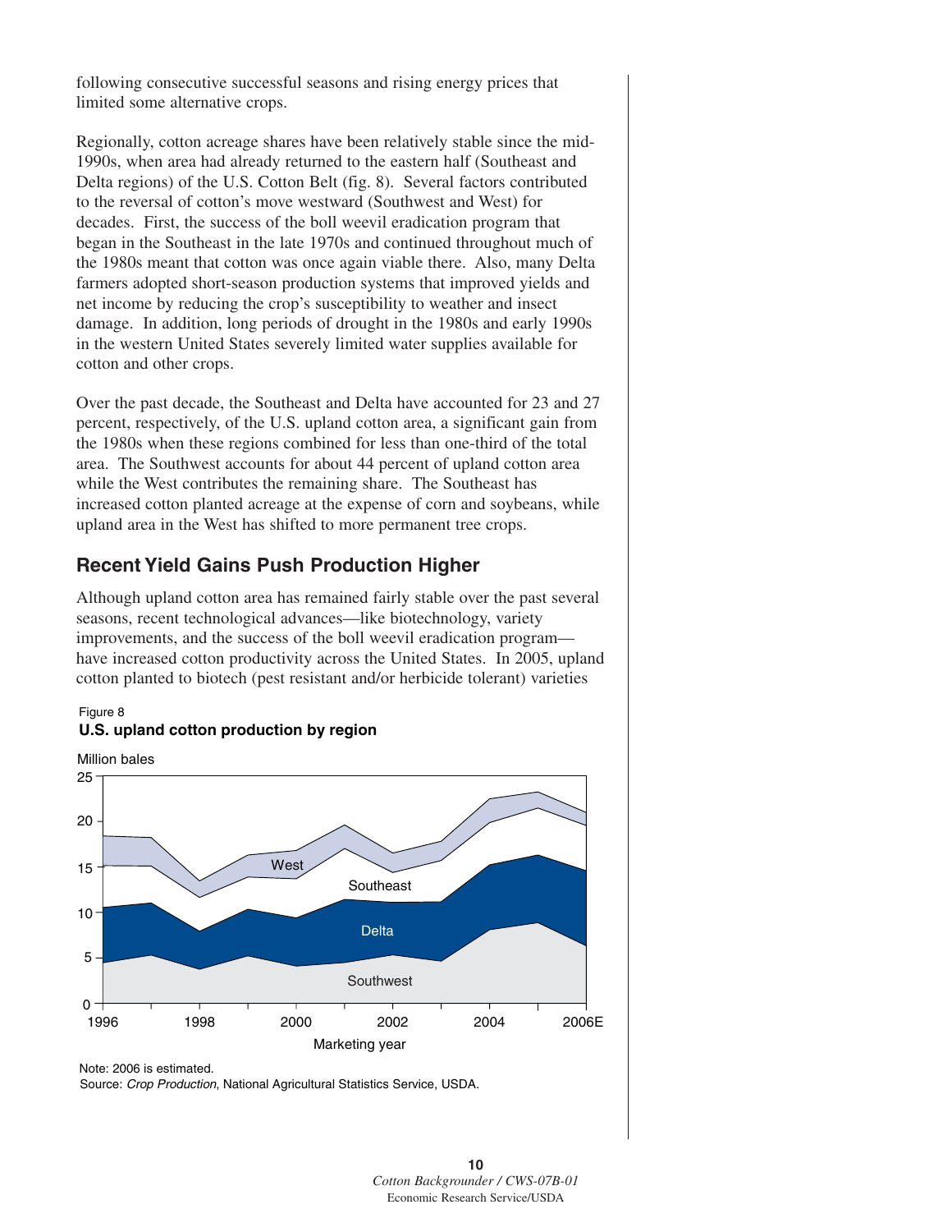following consecutive successful seasons and rising energy prices that limited some alternative crops.

Regionally, cotton acreage shares have been relatively stable since the mid-1990s, when area had already returned to the eastern half (Southeast and Delta regions) of the U.S. Cotton Belt (fig. 8). Several factors contributed to the reversal of cotton's move westward (Southwest and West) for decades. First, the success of the boll weevil eradication program that began in the Southeast in the late 1970s and continued throughout much of the 1980s meant that cotton was once again viable there. Also, many Delta farmers adopted short-season production systems that improved yields and net income by reducing the crop's susceptibility to weather and insect damage. In addition, long periods of drought in the 1980s and early 1990s in the western United States severely limited water supplies available for cotton and other crops.

Over the past decade, the Southeast and Delta have accounted for 23 and 27 percent, respectively, of the U.S. upland cotton area, a significant gain from the 1980s when these regions combined for less than one-third of the total area. The Southwest accounts for about 44 percent of upland cotton area while the West contributes the remaining share. The Southeast has increased cotton planted acreage at the expense of corn and soybeans, while upland area in the West has shifted to more permanent tree crops.

## Recent Yield Gains Push Production Higher

Although upland cotton area has remained fairly stable over the past several seasons, recent technological advances—like biotechnology, variety improvements, and the success of the boll weevil eradication program—have increased cotton productivity across the United States. In 2005, upland cotton planted to biotech (pest resistant and/or herbicide tolerant) varieties

Figure 8
**U.S. upland cotton production by region**

Note: 2006 is estimated.
Source: *Crop Production*, National Agricultural Statistics Service, USDA.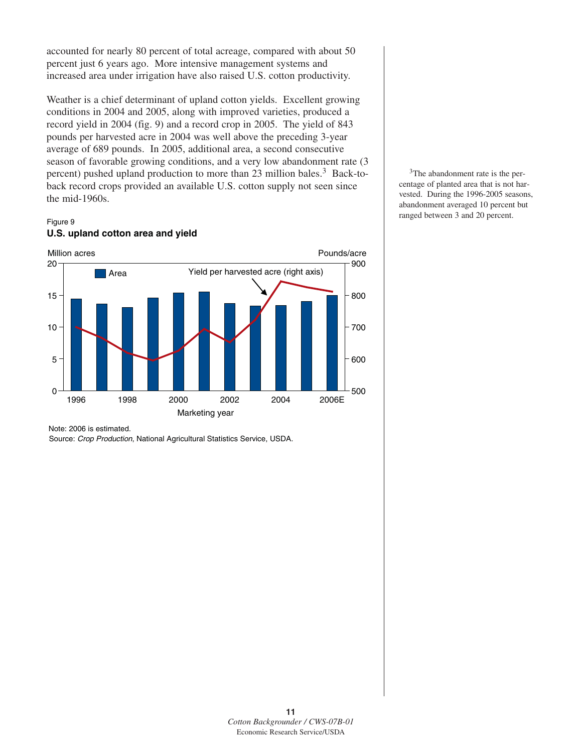accounted for nearly 80 percent of total acreage, compared with about 50 percent just 6 years ago. More intensive management systems and increased area under irrigation have also raised U.S. cotton productivity.

Weather is a chief determinant of upland cotton yields. Excellent growing conditions in 2004 and 2005, along with improved varieties, produced a record yield in 2004 (fig. 9) and a record crop in 2005. The yield of 843 pounds per harvested acre in 2004 was well above the preceding 3-year average of 689 pounds. In 2005, additional area, a second consecutive season of favorable growing conditions, and a very low abandonment rate (3 percent) pushed upland production to more than 23 million bales.[3] Back-to-back record crops provided an available U.S. cotton supply not seen since the mid-1960s.

[3]The abandonment rate is the percentage of planted area that is not harvested. During the 1996-2005 seasons, abandonment averaged 10 percent but ranged between 3 and 20 percent.

Figure 9

**U.S. upland cotton area and yield**

Note: 2006 is estimated.

Source: *Crop Production*, National Agricultural Statistics Service, USDA.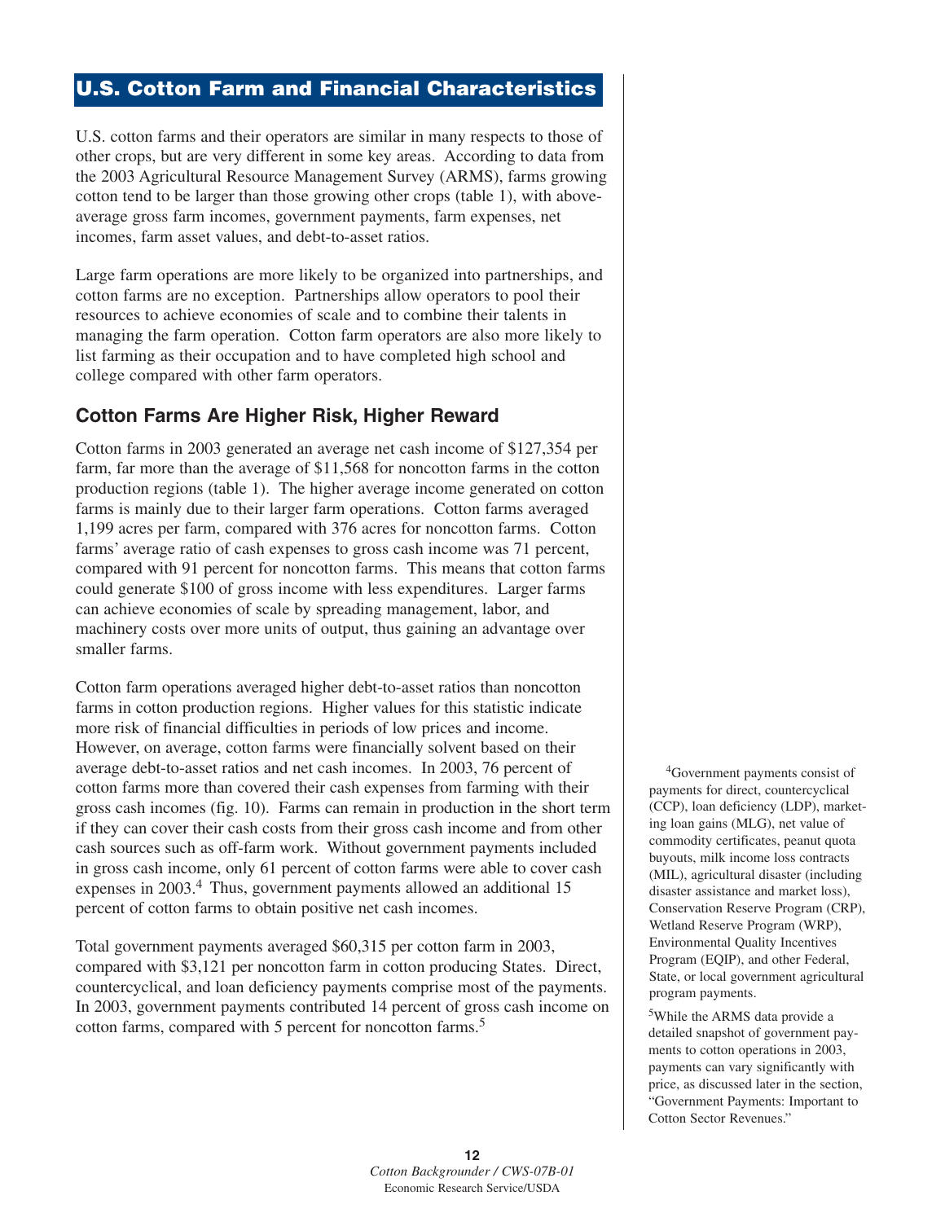## U.S. Cotton Farm and Financial Characteristics

U.S. cotton farms and their operators are similar in many respects to those of other crops, but are very different in some key areas. According to data from the 2003 Agricultural Resource Management Survey (ARMS), farms growing cotton tend to be larger than those growing other crops (table 1), with above-average gross farm incomes, government payments, farm expenses, net incomes, farm asset values, and debt-to-asset ratios.

Large farm operations are more likely to be organized into partnerships, and cotton farms are no exception. Partnerships allow operators to pool their resources to achieve economies of scale and to combine their talents in managing the farm operation. Cotton farm operators are also more likely to list farming as their occupation and to have completed high school and college compared with other farm operators.

### Cotton Farms Are Higher Risk, Higher Reward

Cotton farms in 2003 generated an average net cash income of $127,354 per farm, far more than the average of $11,568 for noncotton farms in the cotton production regions (table 1). The higher average income generated on cotton farms is mainly due to their larger farm operations. Cotton farms averaged 1,199 acres per farm, compared with 376 acres for noncotton farms. Cotton farms' average ratio of cash expenses to gross cash income was 71 percent, compared with 91 percent for noncotton farms. This means that cotton farms could generate $100 of gross income with less expenditures. Larger farms can achieve economies of scale by spreading management, labor, and machinery costs over more units of output, thus gaining an advantage over smaller farms.

Cotton farm operations averaged higher debt-to-asset ratios than noncotton farms in cotton production regions. Higher values for this statistic indicate more risk of financial difficulties in periods of low prices and income. However, on average, cotton farms were financially solvent based on their average debt-to-asset ratios and net cash incomes. In 2003, 76 percent of cotton farms more than covered their cash expenses from farming with their gross cash incomes (fig. 10). Farms can remain in production in the short term if they can cover their cash costs from their gross cash income and from other cash sources such as off-farm work. Without government payments included in gross cash income, only 61 percent of cotton farms were able to cover cash expenses in 2003.[4] Thus, government payments allowed an additional 15 percent of cotton farms to obtain positive net cash incomes.

Total government payments averaged $60,315 per cotton farm in 2003, compared with $3,121 per noncotton farm in cotton producing States. Direct, countercyclical, and loan deficiency payments comprise most of the payments. In 2003, government payments contributed 14 percent of gross cash income on cotton farms, compared with 5 percent for noncotton farms.[5]

[4]Government payments consist of payments for direct, countercyclical (CCP), loan deficiency (LDP), marketing loan gains (MLG), net value of commodity certificates, peanut quota buyouts, milk income loss contracts (MIL), agricultural disaster (including disaster assistance and market loss), Conservation Reserve Program (CRP), Wetland Reserve Program (WRP), Environmental Quality Incentives Program (EQIP), and other Federal, State, or local government agricultural program payments.

[5]While the ARMS data provide a detailed snapshot of government payments to cotton operations in 2003, payments can vary significantly with price, as discussed later in the section, "Government Payments: Important to Cotton Sector Revenues."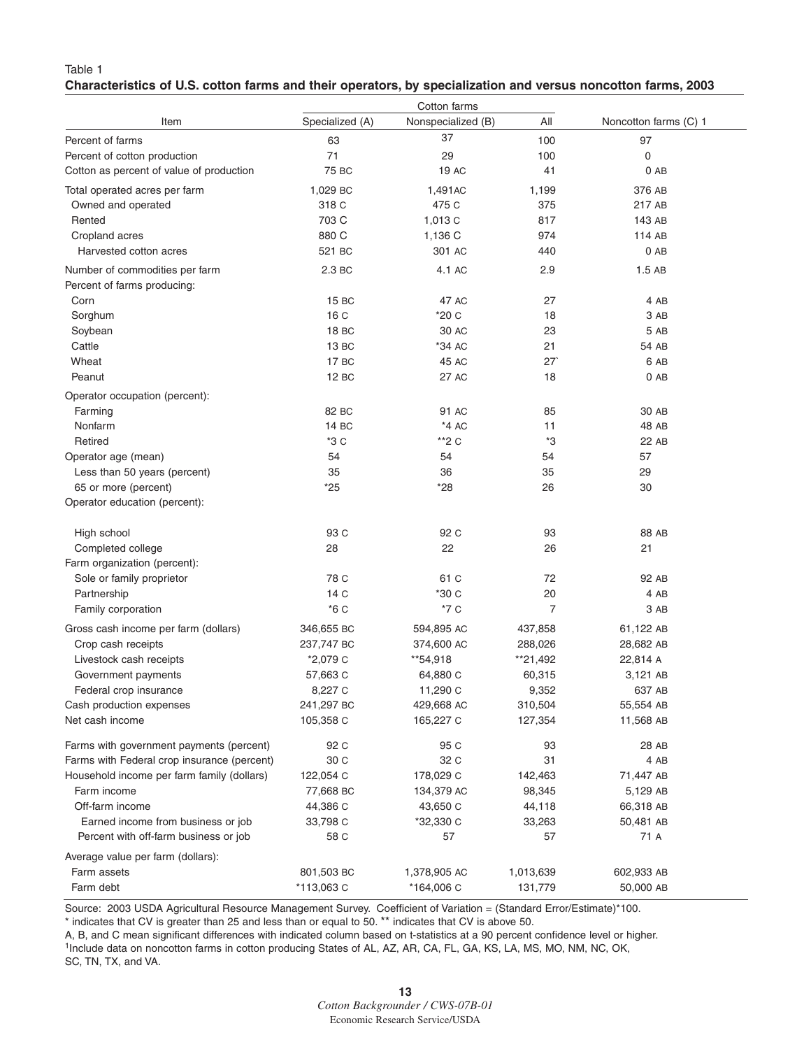Table 1

**Characteristics of U.S. cotton farms and their operators, by specialization and versus noncotton farms, 2003**

| Item | Cotton farms | | | Noncotton farms (C) 1 |
|---|---|---|---|---|
| | Specialized (A) | Nonspecialized (B) | All | |
| Percent of farms | 63 | 37 | 100 | 97 |
| Percent of cotton production | 71 | 29 | 100 | 0 |
| Cotton as percent of value of production | 75 BC | 19 AC | 41 | 0 AB |
| Total operated acres per farm | 1,029 BC | 1,491AC | 1,199 | 376 AB |
| Owned and operated | 318 C | 475 C | 375 | 217 AB |
| Rented | 703 C | 1,013 C | 817 | 143 AB |
| Cropland acres | 880 C | 1,136 C | 974 | 114 AB |
| Harvested cotton acres | 521 BC | 301 AC | 440 | 0 AB |
| Number of commodities per farm | 2.3 BC | 4.1 AC | 2.9 | 1.5 AB |
| Percent of farms producing: | | | | |
| Corn | 15 BC | 47 AC | 27 | 4 AB |
| Sorghum | 16 C | *20 C | 18 | 3 AB |
| Soybean | 18 BC | 30 AC | 23 | 5 AB |
| Cattle | 13 BC | *34 AC | 21 | 54 AB |
| Wheat | 17 BC | 45 AC | 27` | 6 AB |
| Peanut | 12 BC | 27 AC | 18 | 0 AB |
| Operator occupation (percent): | | | | |
| Farming | 82 BC | 91 AC | 85 | 30 AB |
| Nonfarm | 14 BC | *4 AC | 11 | 48 AB |
| Retired | *3 C | **2 C | *3 | 22 AB |
| Operator age (mean) | 54 | 54 | 54 | 57 |
| Less than 50 years (percent) | 35 | 36 | 35 | 29 |
| 65 or more (percent) | *25 | *28 | 26 | 30 |
| Operator education (percent): | | | | |
| High school | 93 C | 92 C | 93 | 88 AB |
| Completed college | 28 | 22 | 26 | 21 |
| Farm organization (percent): | | | | |
| Sole or family proprietor | 78 C | 61 C | 72 | 92 AB |
| Partnership | 14 C | *30 C | 20 | 4 AB |
| Family corporation | *6 C | *7 C | 7 | 3 AB |
| Gross cash income per farm (dollars) | 346,655 BC | 594,895 AC | 437,858 | 61,122 AB |
| Crop cash receipts | 237,747 BC | 374,600 AC | 288,026 | 28,682 AB |
| Livestock cash receipts | *2,079 C | **54,918 | **21,492 | 22,814 A |
| Government payments | 57,663 C | 64,880 C | 60,315 | 3,121 AB |
| Federal crop insurance | 8,227 C | 11,290 C | 9,352 | 637 AB |
| Cash production expenses | 241,297 BC | 429,668 AC | 310,504 | 55,554 AB |
| Net cash income | 105,358 C | 165,227 C | 127,354 | 11,568 AB |
| Farms with government payments (percent) | 92 C | 95 C | 93 | 28 AB |
| Farms with Federal crop insurance (percent) | 30 C | 32 C | 31 | 4 AB |
| Household income per farm family (dollars) | 122,054 C | 178,029 C | 142,463 | 71,447 AB |
| Farm income | 77,668 BC | 134,379 AC | 98,345 | 5,129 AB |
| Off-farm income | 44,386 C | 43,650 C | 44,118 | 66,318 AB |
| Earned income from business or job | 33,798 C | *32,330 C | 33,263 | 50,481 AB |
| Percent with off-farm business or job | 58 C | 57 | 57 | 71 A |
| Average value per farm (dollars): | | | | |
| Farm assets | 801,503 BC | 1,378,905 AC | 1,013,639 | 602,933 AB |
| Farm debt | *113,063 C | *164,006 C | 131,779 | 50,000 AB |

Source: 2003 USDA Agricultural Resource Management Survey. Coefficient of Variation = (Standard Error/Estimate)*100.

\* indicates that CV is greater than 25 and less than or equal to 50. ** indicates that CV is above 50.

A, B, and C mean significant differences with indicated column based on t-statistics at a 90 percent confidence level or higher.

[1]Include data on noncotton farms in cotton producing States of AL, AZ, AR, CA, FL, GA, KS, LA, MS, MO, NM, NC, OK, SC, TN, TX, and VA.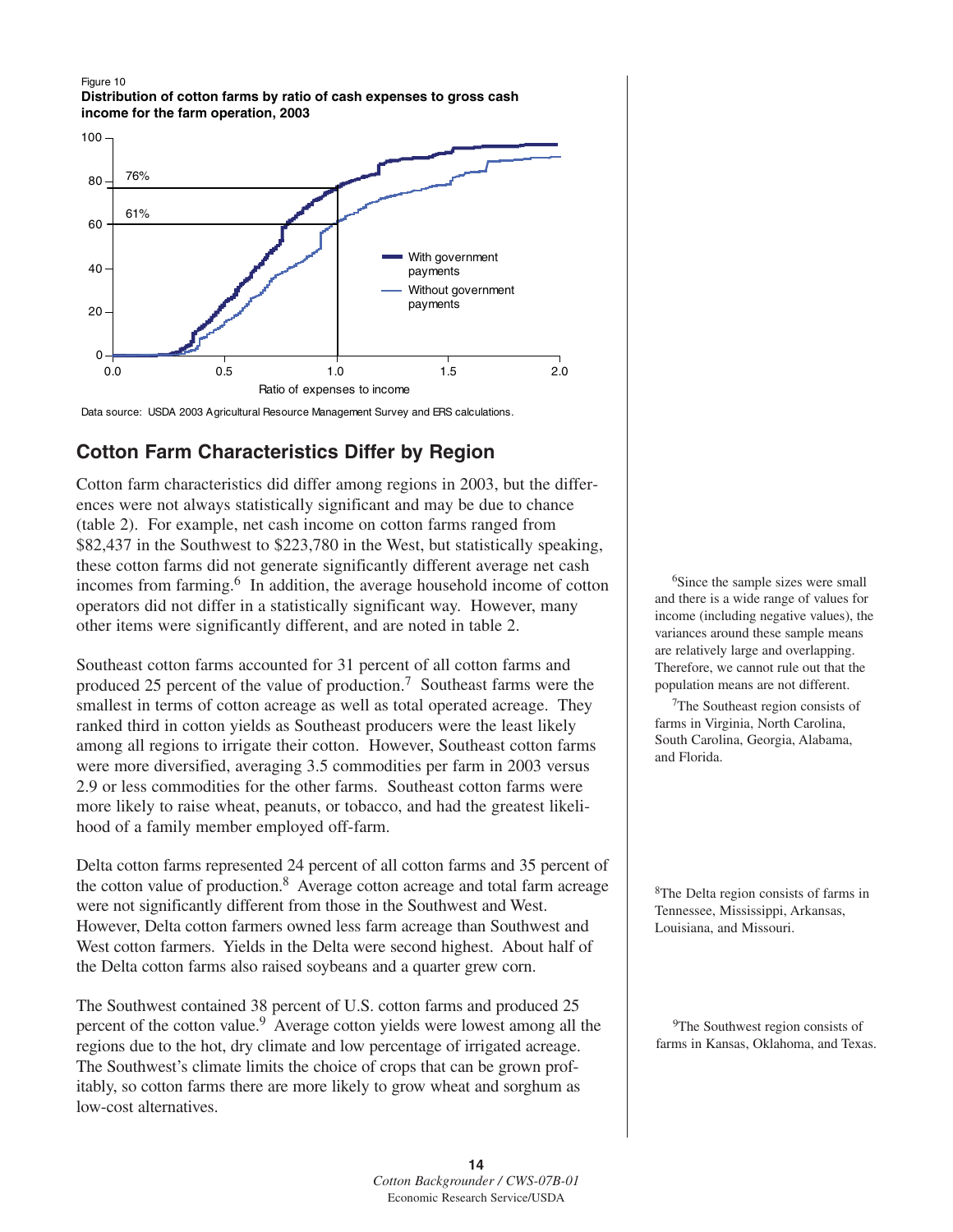Figure 10
**Distribution of cotton farms by ratio of cash expenses to gross cash income for the farm operation, 2003**

Data source: USDA 2003 Agricultural Resource Management Survey and ERS calculations.

## Cotton Farm Characteristics Differ by Region

Cotton farm characteristics did differ among regions in 2003, but the differences were not always statistically significant and may be due to chance (table 2). For example, net cash income on cotton farms ranged from $82,437 in the Southwest to $223,780 in the West, but statistically speaking, these cotton farms did not generate significantly different average net cash incomes from farming.[6] In addition, the average household income of cotton operators did not differ in a statistically significant way. However, many other items were significantly different, and are noted in table 2.

Southeast cotton farms accounted for 31 percent of all cotton farms and produced 25 percent of the value of production.[7] Southeast farms were the smallest in terms of cotton acreage as well as total operated acreage. They ranked third in cotton yields as Southeast producers were the least likely among all regions to irrigate their cotton. However, Southeast cotton farms were more diversified, averaging 3.5 commodities per farm in 2003 versus 2.9 or less commodities for the other farms. Southeast cotton farms were more likely to raise wheat, peanuts, or tobacco, and had the greatest likelihood of a family member employed off-farm.

Delta cotton farms represented 24 percent of all cotton farms and 35 percent of the cotton value of production.[8] Average cotton acreage and total farm acreage were not significantly different from those in the Southwest and West. However, Delta cotton farmers owned less farm acreage than Southwest and West cotton farmers. Yields in the Delta were second highest. About half of the Delta cotton farms also raised soybeans and a quarter grew corn.

The Southwest contained 38 percent of U.S. cotton farms and produced 25 percent of the cotton value.[9] Average cotton yields were lowest among all the regions due to the hot, dry climate and low percentage of irrigated acreage. The Southwest's climate limits the choice of crops that can be grown profitably, so cotton farms there are more likely to grow wheat and sorghum as low-cost alternatives.

[6] Since the sample sizes were small and there is a wide range of values for income (including negative values), the variances around these sample means are relatively large and overlapping. Therefore, we cannot rule out that the population means are not different.

[7] The Southeast region consists of farms in Virginia, North Carolina, South Carolina, Georgia, Alabama, and Florida.

[8] The Delta region consists of farms in Tennessee, Mississippi, Arkansas, Louisiana, and Missouri.

[9] The Southwest region consists of farms in Kansas, Oklahoma, and Texas.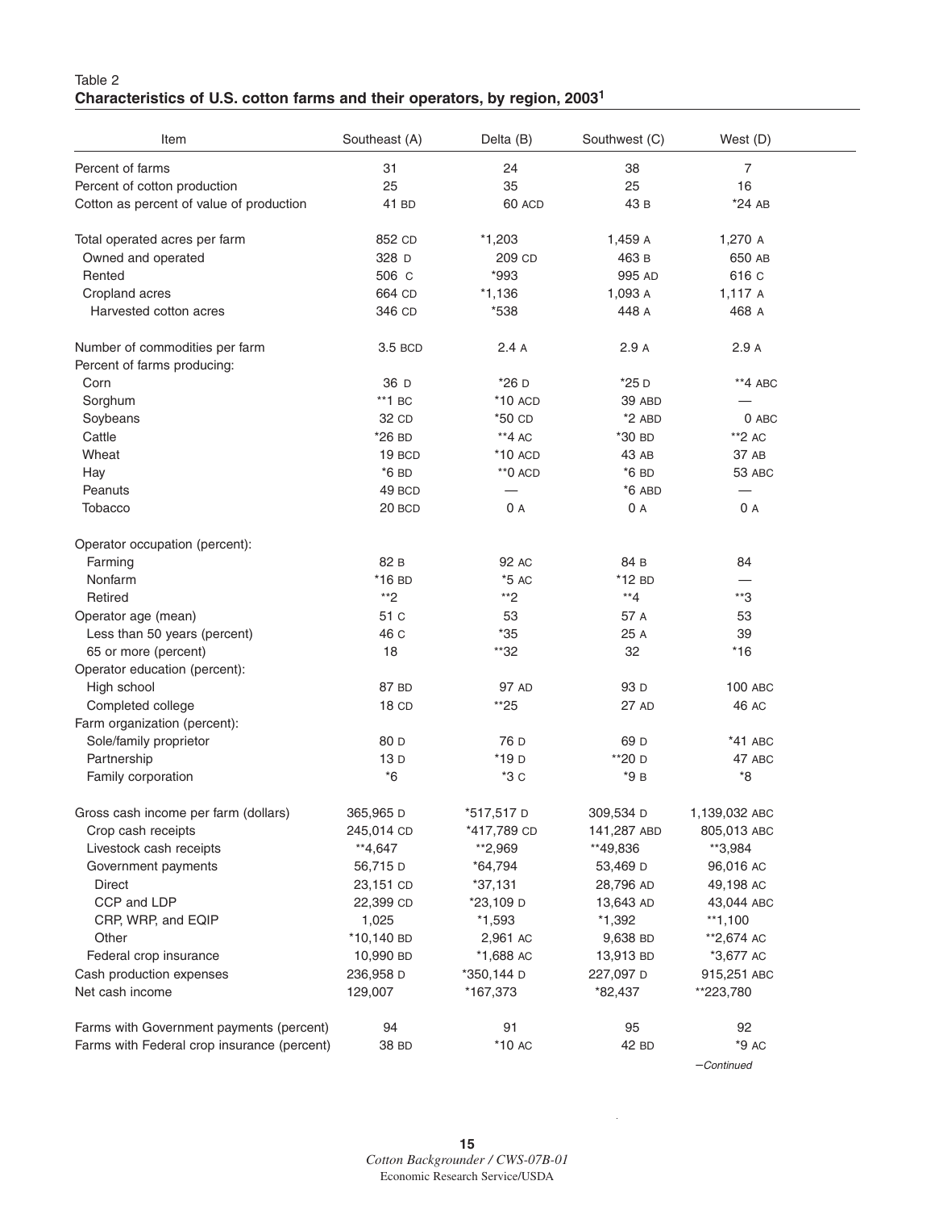Table 2
**Characteristics of U.S. cotton farms and their operators, by region, 2003[1]**

| Item | Southeast (A) | Delta (B) | Southwest (C) | West (D) |
|---|---|---|---|---|
| Percent of farms | 31 | 24 | 38 | 7 |
| Percent of cotton production | 25 | 35 | 25 | 16 |
| Cotton as percent of value of production | 41 BD | 60 ACD | 43 B | *24 AB |
| Total operated acres per farm | 852 CD | *1,203 | 1,459 A | 1,270 A |
| Owned and operated | 328 D | 209 CD | 463 B | 650 AB |
| Rented | 506 C | *993 | 995 AD | 616 C |
| Cropland acres | 664 CD | *1,136 | 1,093 A | 1,117 A |
| Harvested cotton acres | 346 CD | *538 | 448 A | 468 A |
| Number of commodities per farm | 3.5 BCD | 2.4 A | 2.9 A | 2.9 A |
| Percent of farms producing: | | | | |
| Corn | 36 D | *26 D | *25 D | **4 ABC |
| Sorghum | **1 BC | *10 ACD | 39 ABD | — |
| Soybeans | 32 CD | *50 CD | *2 ABD | 0 ABC |
| Cattle | *26 BD | **4 AC | *30 BD | **2 AC |
| Wheat | 19 BCD | *10 ACD | 43 AB | 37 AB |
| Hay | *6 BD | **0 ACD | *6 BD | 53 ABC |
| Peanuts | 49 BCD | — | *6 ABD | — |
| Tobacco | 20 BCD | 0 A | 0 A | 0 A |
| Operator occupation (percent): | | | | |
| Farming | 82 B | 92 AC | 84 B | 84 |
| Nonfarm | *16 BD | *5 AC | *12 BD | — |
| Retired | **2 | **2 | **4 | **3 |
| Operator age (mean) | 51 C | 53 | 57 A | 53 |
| Less than 50 years (percent) | 46 C | *35 | 25 A | 39 |
| 65 or more (percent) | 18 | **32 | 32 | *16 |
| Operator education (percent): | | | | |
| High school | 87 BD | 97 AD | 93 D | 100 ABC |
| Completed college | 18 CD | **25 | 27 AD | 46 AC |
| Farm organization (percent): | | | | |
| Sole/family proprietor | 80 D | 76 D | 69 D | *41 ABC |
| Partnership | 13 D | *19 D | **20 D | 47 ABC |
| Family corporation | *6 | *3 C | *9 B | *8 |
| Gross cash income per farm (dollars) | 365,965 D | *517,517 D | 309,534 D | 1,139,032 ABC |
| Crop cash receipts | 245,014 CD | *417,789 CD | 141,287 ABD | 805,013 ABC |
| Livestock cash receipts | **4,647 | **2,969 | **49,836 | **3,984 |
| Government payments | 56,715 D | *64,794 | 53,469 D | 96,016 AC |
| Direct | 23,151 CD | *37,131 | 28,796 AD | 49,198 AC |
| CCP and LDP | 22,399 CD | *23,109 D | 13,643 AD | 43,044 ABC |
| CRP, WRP, and EQIP | 1,025 | *1,593 | *1,392 | **1,100 |
| Other | *10,140 BD | 2,961 AC | 9,638 BD | **2,674 AC |
| Federal crop insurance | 10,990 BD | *1,688 AC | 13,913 BD | *3,677 AC |
| Cash production expenses | 236,958 D | *350,144 D | 227,097 D | 915,251 ABC |
| Net cash income | 129,007 | *167,373 | *82,437 | **223,780 |
| Farms with Government payments (percent) | 94 | 91 | 95 | 92 |
| Farms with Federal crop insurance (percent) | 38 BD | *10 AC | 42 BD | *9 AC |

—*Continued*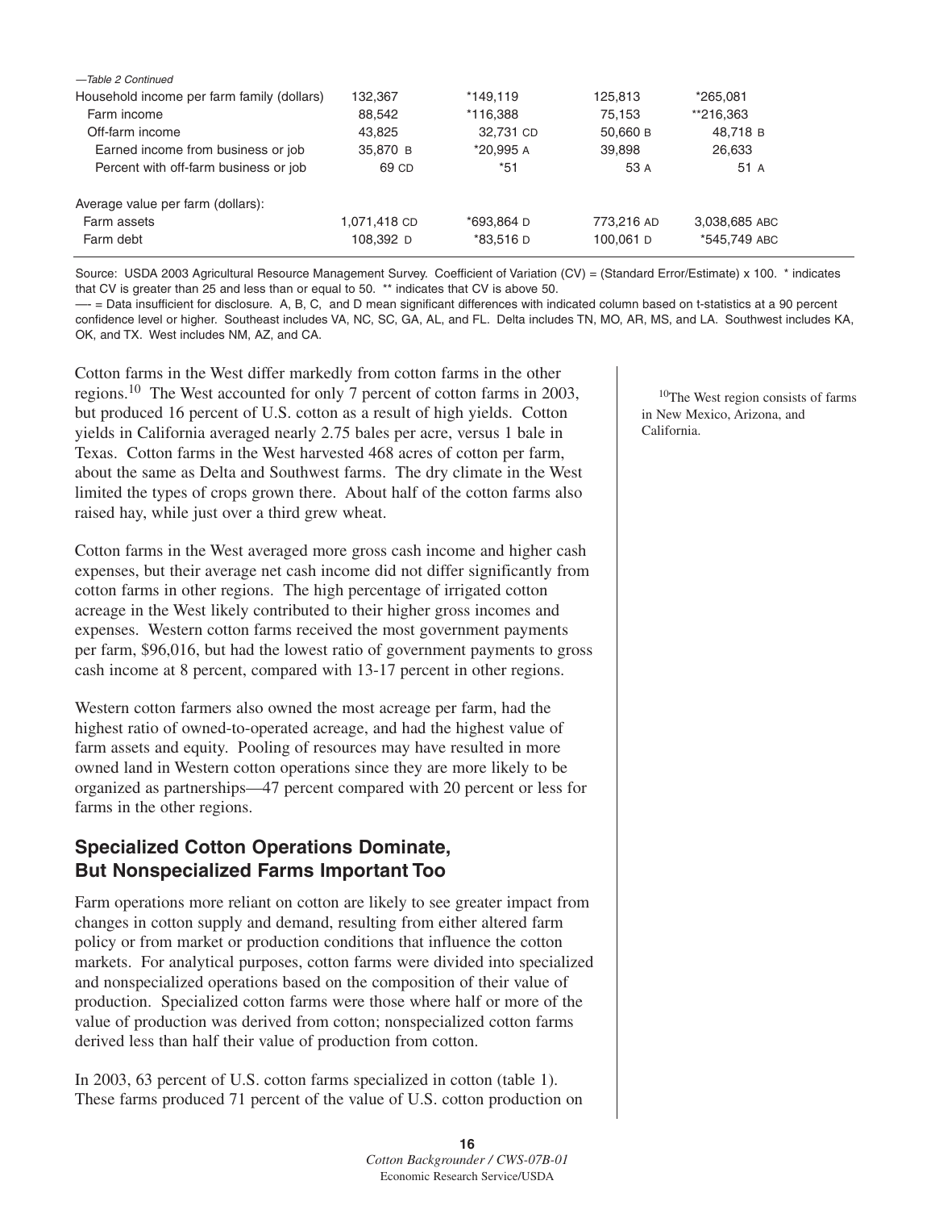—Table 2 Continued

| | | | | |
|---|---|---|---|---|
| Household income per farm family (dollars) | 132,367 | *149,119 | 125,813 | *265,081 |
| Farm income | 88,542 | *116,388 | 75,153 | **216,363 |
| Off-farm income | 43,825 | 32,731 CD | 50,660 B | 48,718 B |
| Earned income from business or job | 35,870 B | *20,995 A | 39,898 | 26,633 |
| Percent with off-farm business or job | 69 CD | *51 | 53 A | 51 A |
| Average value per farm (dollars): | | | | |
| Farm assets | 1,071,418 CD | *693,864 D | 773,216 AD | 3,038,685 ABC |
| Farm debt | 108,392 D | *83,516 D | 100,061 D | *545,749 ABC |

Source: USDA 2003 Agricultural Resource Management Survey. Coefficient of Variation (CV) = (Standard Error/Estimate) x 100. * indicates that CV is greater than 25 and less than or equal to 50. ** indicates that CV is above 50.
—- = Data insufficient for disclosure. A, B, C, and D mean significant differences with indicated column based on t-statistics at a 90 percent confidence level or higher. Southeast includes VA, NC, SC, GA, AL, and FL. Delta includes TN, MO, AR, MS, and LA. Southwest includes KA, OK, and TX. West includes NM, AZ, and CA.

Cotton farms in the West differ markedly from cotton farms in the other regions.[10] The West accounted for only 7 percent of cotton farms in 2003, but produced 16 percent of U.S. cotton as a result of high yields. Cotton yields in California averaged nearly 2.75 bales per acre, versus 1 bale in Texas. Cotton farms in the West harvested 468 acres of cotton per farm, about the same as Delta and Southwest farms. The dry climate in the West limited the types of crops grown there. About half of the cotton farms also raised hay, while just over a third grew wheat.

[10]The West region consists of farms in New Mexico, Arizona, and California.

Cotton farms in the West averaged more gross cash income and higher cash expenses, but their average net cash income did not differ significantly from cotton farms in other regions. The high percentage of irrigated cotton acreage in the West likely contributed to their higher gross incomes and expenses. Western cotton farms received the most government payments per farm, $96,016, but had the lowest ratio of government payments to gross cash income at 8 percent, compared with 13-17 percent in other regions.

Western cotton farmers also owned the most acreage per farm, had the highest ratio of owned-to-operated acreage, and had the highest value of farm assets and equity. Pooling of resources may have resulted in more owned land in Western cotton operations since they are more likely to be organized as partnerships—47 percent compared with 20 percent or less for farms in the other regions.

## Specialized Cotton Operations Dominate, But Nonspecialized Farms Important Too

Farm operations more reliant on cotton are likely to see greater impact from changes in cotton supply and demand, resulting from either altered farm policy or from market or production conditions that influence the cotton markets. For analytical purposes, cotton farms were divided into specialized and nonspecialized operations based on the composition of their value of production. Specialized cotton farms were those where half or more of the value of production was derived from cotton; nonspecialized cotton farms derived less than half their value of production from cotton.

In 2003, 63 percent of U.S. cotton farms specialized in cotton (table 1). These farms produced 71 percent of the value of U.S. cotton production on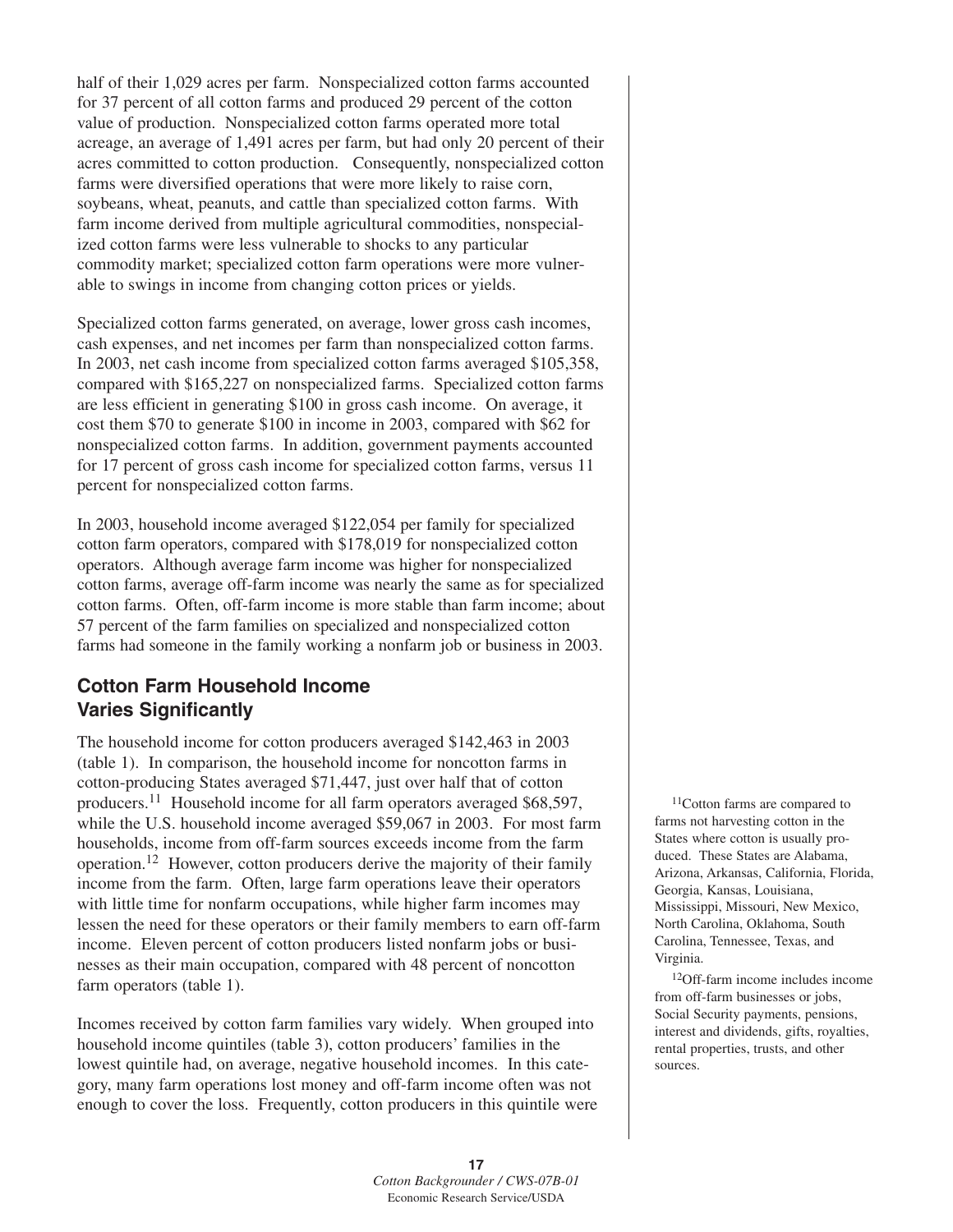half of their 1,029 acres per farm. Nonspecialized cotton farms accounted for 37 percent of all cotton farms and produced 29 percent of the cotton value of production. Nonspecialized cotton farms operated more total acreage, an average of 1,491 acres per farm, but had only 20 percent of their acres committed to cotton production. Consequently, nonspecialized cotton farms were diversified operations that were more likely to raise corn, soybeans, wheat, peanuts, and cattle than specialized cotton farms. With farm income derived from multiple agricultural commodities, nonspecialized cotton farms were less vulnerable to shocks to any particular commodity market; specialized cotton farm operations were more vulnerable to swings in income from changing cotton prices or yields.

Specialized cotton farms generated, on average, lower gross cash incomes, cash expenses, and net incomes per farm than nonspecialized cotton farms. In 2003, net cash income from specialized cotton farms averaged $105,358, compared with $165,227 on nonspecialized farms. Specialized cotton farms are less efficient in generating $100 in gross cash income. On average, it cost them $70 to generate $100 in income in 2003, compared with $62 for nonspecialized cotton farms. In addition, government payments accounted for 17 percent of gross cash income for specialized cotton farms, versus 11 percent for nonspecialized cotton farms.

In 2003, household income averaged $122,054 per family for specialized cotton farm operators, compared with $178,019 for nonspecialized cotton operators. Although average farm income was higher for nonspecialized cotton farms, average off-farm income was nearly the same as for specialized cotton farms. Often, off-farm income is more stable than farm income; about 57 percent of the farm families on specialized and nonspecialized cotton farms had someone in the family working a nonfarm job or business in 2003.

## Cotton Farm Household Income Varies Significantly

The household income for cotton producers averaged $142,463 in 2003 (table 1). In comparison, the household income for noncotton farms in cotton-producing States averaged $71,447, just over half that of cotton producers.[11] Household income for all farm operators averaged $68,597, while the U.S. household income averaged $59,067 in 2003. For most farm households, income from off-farm sources exceeds income from the farm operation.[12] However, cotton producers derive the majority of their family income from the farm. Often, large farm operations leave their operators with little time for nonfarm occupations, while higher farm incomes may lessen the need for these operators or their family members to earn off-farm income. Eleven percent of cotton producers listed nonfarm jobs or businesses as their main occupation, compared with 48 percent of noncotton farm operators (table 1).

Incomes received by cotton farm families vary widely. When grouped into household income quintiles (table 3), cotton producers' families in the lowest quintile had, on average, negative household incomes. In this category, many farm operations lost money and off-farm income often was not enough to cover the loss. Frequently, cotton producers in this quintile were

[11] Cotton farms are compared to farms not harvesting cotton in the States where cotton is usually produced. These States are Alabama, Arizona, Arkansas, California, Florida, Georgia, Kansas, Louisiana, Mississippi, Missouri, New Mexico, North Carolina, Oklahoma, South Carolina, Tennessee, Texas, and Virginia.

[12] Off-farm income includes income from off-farm businesses or jobs, Social Security payments, pensions, interest and dividends, gifts, royalties, rental properties, trusts, and other sources.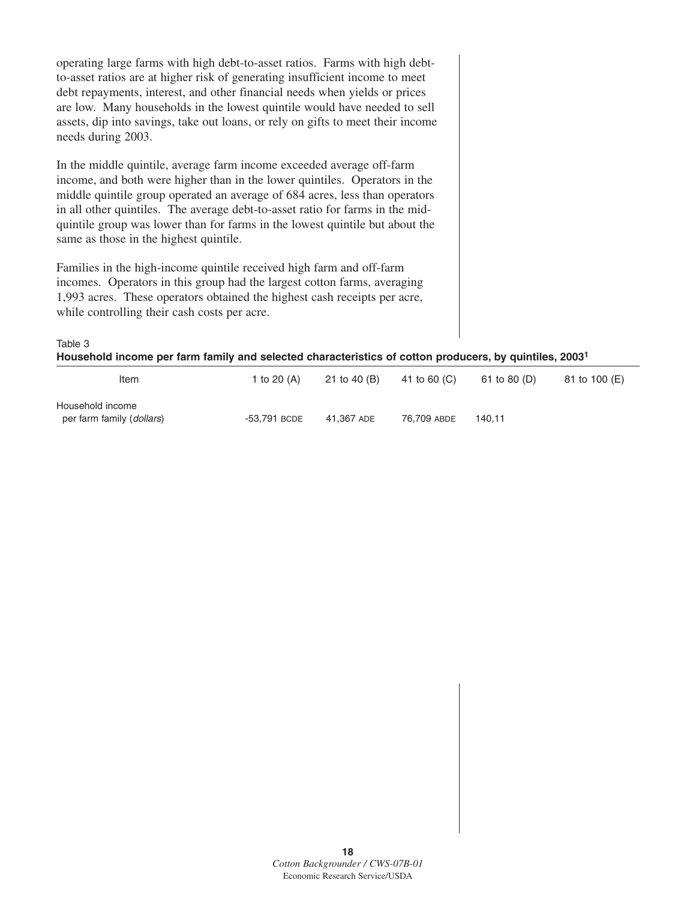operating large farms with high debt-to-asset ratios. Farms with high debt-to-asset ratios are at higher risk of generating insufficient income to meet debt repayments, interest, and other financial needs when yields or prices are low. Many households in the lowest quintile would have needed to sell assets, dip into savings, take out loans, or rely on gifts to meet their income needs during 2003.

In the middle quintile, average farm income exceeded average off-farm income, and both were higher than in the lower quintiles. Operators in the middle quintile group operated an average of 684 acres, less than operators in all other quintiles. The average debt-to-asset ratio for farms in the mid-quintile group was lower than for farms in the lowest quintile but about the same as those in the highest quintile.

Families in the high-income quintile received high farm and off-farm incomes. Operators in this group had the largest cotton farms, averaging 1,993 acres. These operators obtained the highest cash receipts per acre, while controlling their cash costs per acre.

Table 3

**Household income per farm family and selected characteristics of cotton producers, by quintiles, 2003[1]**

| Item | 1 to 20 (A) | 21 to 40 (B) | 41 to 60 (C) | 61 to 80 (D) | 81 to 100 (E) |
|---|---|---|---|---|---|
| Household income per farm family (*dollars*) | -53,791 BCDE | 41,367 ADE | 76,709 ABDE | 140,11 | |